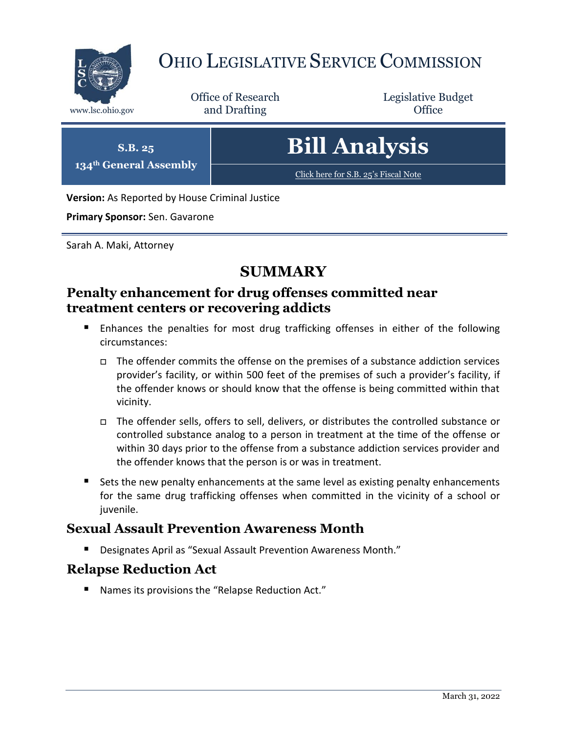# OHIO LEGISLATIVE SERVICE COMMISSION

www.lsc.ohio.gov

Office of Research and Drafting

Legislative Budget Office

**S.B. 25**
**134th General Assembly**

# Bill Analysis

Click here for S.B. 25's Fiscal Note

**Version:** As Reported by House Criminal Justice

**Primary Sponsor:** Sen. Gavarone

Sarah A. Maki, Attorney

## SUMMARY

### Penalty enhancement for drug offenses committed near treatment centers or recovering addicts

- Enhances the penalties for most drug trafficking offenses in either of the following circumstances:
  - The offender commits the offense on the premises of a substance addiction services provider's facility, or within 500 feet of the premises of such a provider's facility, if the offender knows or should know that the offense is being committed within that vicinity.
  - The offender sells, offers to sell, delivers, or distributes the controlled substance or controlled substance analog to a person in treatment at the time of the offense or within 30 days prior to the offense from a substance addiction services provider and the offender knows that the person is or was in treatment.
- Sets the new penalty enhancements at the same level as existing penalty enhancements for the same drug trafficking offenses when committed in the vicinity of a school or juvenile.

### Sexual Assault Prevention Awareness Month

- Designates April as "Sexual Assault Prevention Awareness Month."

### Relapse Reduction Act

- Names its provisions the "Relapse Reduction Act."

March 31, 2022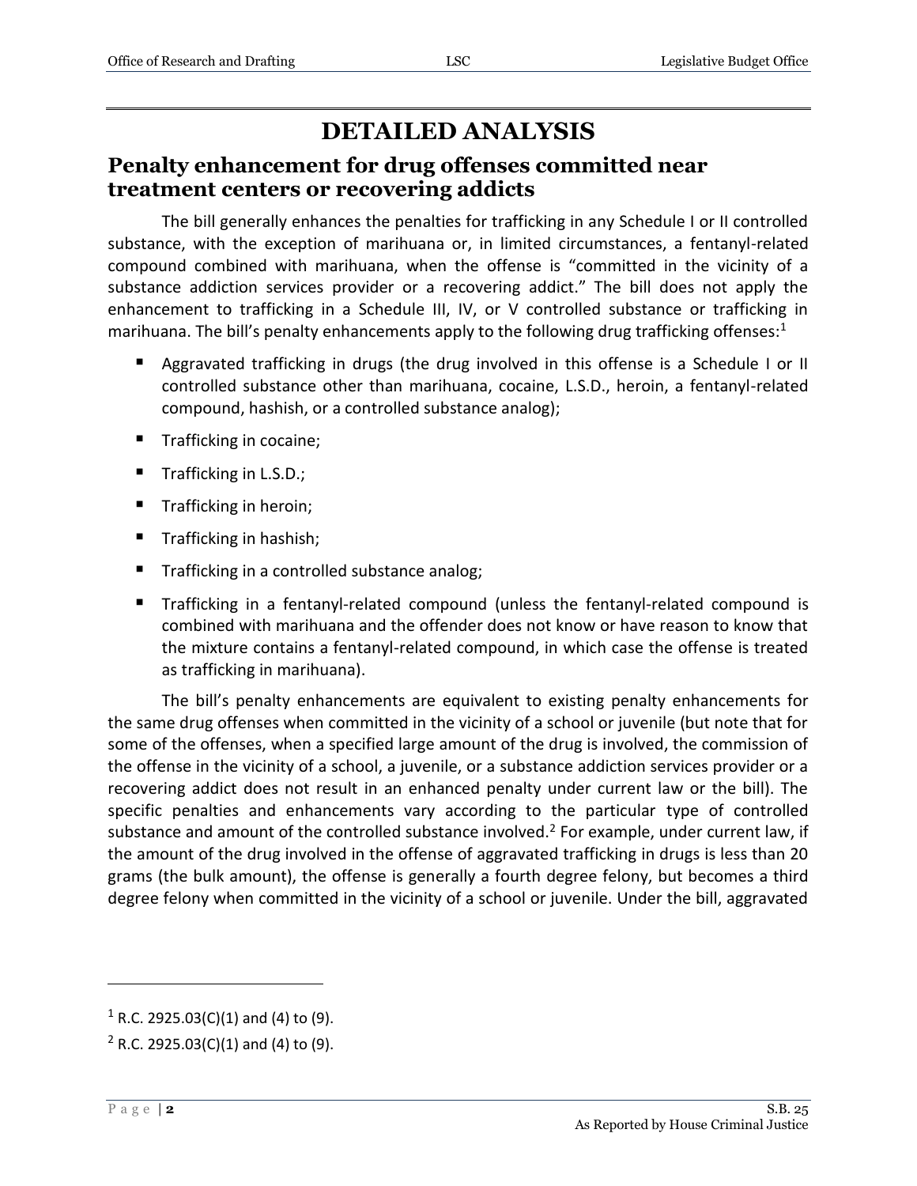# DETAILED ANALYSIS

## Penalty enhancement for drug offenses committed near treatment centers or recovering addicts

The bill generally enhances the penalties for trafficking in any Schedule I or II controlled substance, with the exception of marihuana or, in limited circumstances, a fentanyl-related compound combined with marihuana, when the offense is "committed in the vicinity of a substance addiction services provider or a recovering addict." The bill does not apply the enhancement to trafficking in a Schedule III, IV, or V controlled substance or trafficking in marihuana. The bill's penalty enhancements apply to the following drug trafficking offenses:[1]

- Aggravated trafficking in drugs (the drug involved in this offense is a Schedule I or II controlled substance other than marihuana, cocaine, L.S.D., heroin, a fentanyl-related compound, hashish, or a controlled substance analog);
- Trafficking in cocaine;
- Trafficking in L.S.D.;
- Trafficking in heroin;
- Trafficking in hashish;
- Trafficking in a controlled substance analog;
- Trafficking in a fentanyl-related compound (unless the fentanyl-related compound is combined with marihuana and the offender does not know or have reason to know that the mixture contains a fentanyl-related compound, in which case the offense is treated as trafficking in marihuana).

The bill's penalty enhancements are equivalent to existing penalty enhancements for the same drug offenses when committed in the vicinity of a school or juvenile (but note that for some of the offenses, when a specified large amount of the drug is involved, the commission of the offense in the vicinity of a school, a juvenile, or a substance addiction services provider or a recovering addict does not result in an enhanced penalty under current law or the bill). The specific penalties and enhancements vary according to the particular type of controlled substance and amount of the controlled substance involved.[2] For example, under current law, if the amount of the drug involved in the offense of aggravated trafficking in drugs is less than 20 grams (the bulk amount), the offense is generally a fourth degree felony, but becomes a third degree felony when committed in the vicinity of a school or juvenile. Under the bill, aggravated

---

[1] R.C. 2925.03(C)(1) and (4) to (9).

[2] R.C. 2925.03(C)(1) and (4) to (9).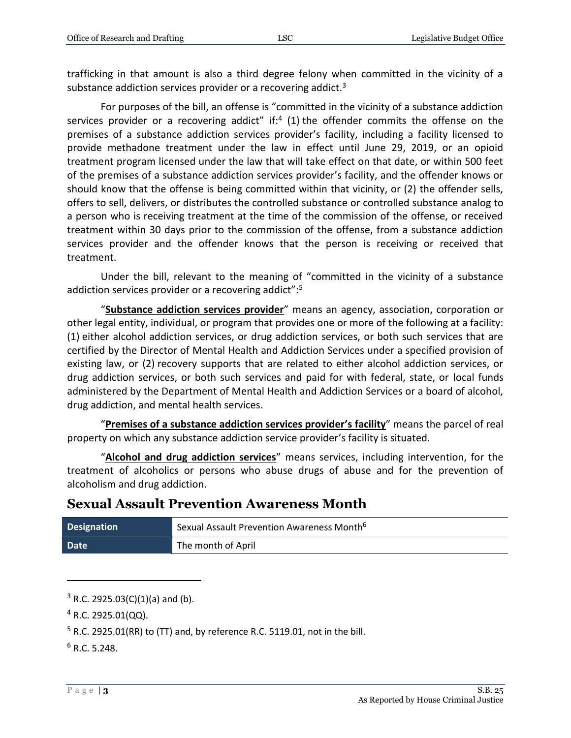trafficking in that amount is also a third degree felony when committed in the vicinity of a substance addiction services provider or a recovering addict.[3]

For purposes of the bill, an offense is "committed in the vicinity of a substance addiction services provider or a recovering addict" if:[4] (1) the offender commits the offense on the premises of a substance addiction services provider's facility, including a facility licensed to provide methadone treatment under the law in effect until June 29, 2019, or an opioid treatment program licensed under the law that will take effect on that date, or within 500 feet of the premises of a substance addiction services provider's facility, and the offender knows or should know that the offense is being committed within that vicinity, or (2) the offender sells, offers to sell, delivers, or distributes the controlled substance or controlled substance analog to a person who is receiving treatment at the time of the commission of the offense, or received treatment within 30 days prior to the commission of the offense, from a substance addiction services provider and the offender knows that the person is receiving or received that treatment.

Under the bill, relevant to the meaning of "committed in the vicinity of a substance addiction services provider or a recovering addict":[5]

"**Substance addiction services provider**" means an agency, association, corporation or other legal entity, individual, or program that provides one or more of the following at a facility: (1) either alcohol addiction services, or drug addiction services, or both such services that are certified by the Director of Mental Health and Addiction Services under a specified provision of existing law, or (2) recovery supports that are related to either alcohol addiction services, or drug addiction services, or both such services and paid for with federal, state, or local funds administered by the Department of Mental Health and Addiction Services or a board of alcohol, drug addiction, and mental health services.

"**Premises of a substance addiction services provider's facility**" means the parcel of real property on which any substance addiction service provider's facility is situated.

"**Alcohol and drug addiction services**" means services, including intervention, for the treatment of alcoholics or persons who abuse drugs of abuse and for the prevention of alcoholism and drug addiction.

## Sexual Assault Prevention Awareness Month

| | |
|---|---|
| **Designation** | Sexual Assault Prevention Awareness Month[6] |
| **Date** | The month of April |

---

[3] R.C. 2925.03(C)(1)(a) and (b).

[4] R.C. 2925.01(QQ).

[5] R.C. 2925.01(RR) to (TT) and, by reference R.C. 5119.01, not in the bill.

[6] R.C. 5.248.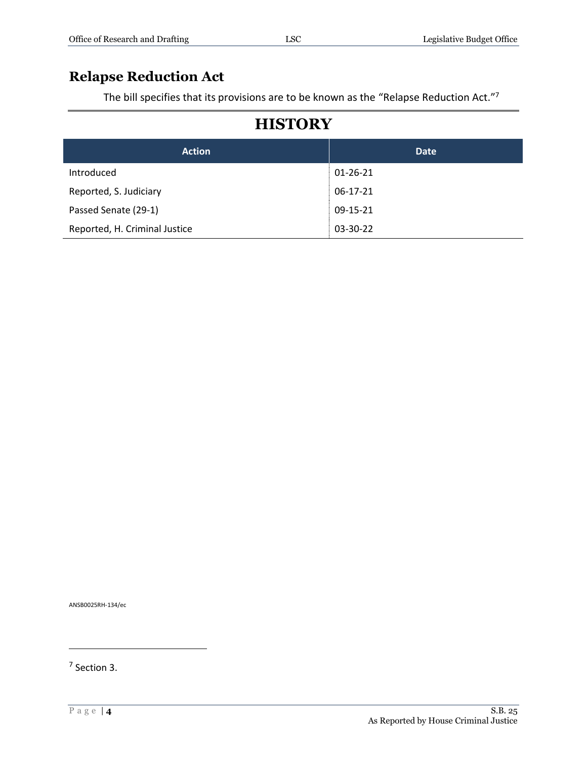## Relapse Reduction Act

The bill specifies that its provisions are to be known as the "Relapse Reduction Act."[7]

# HISTORY

| Action | Date |
| --- | --- |
| Introduced | 01-26-21 |
| Reported, S. Judiciary | 06-17-21 |
| Passed Senate (29-1) | 09-15-21 |
| Reported, H. Criminal Justice | 03-30-22 |

ANSB0025RH-134/ec

[7] Section 3.